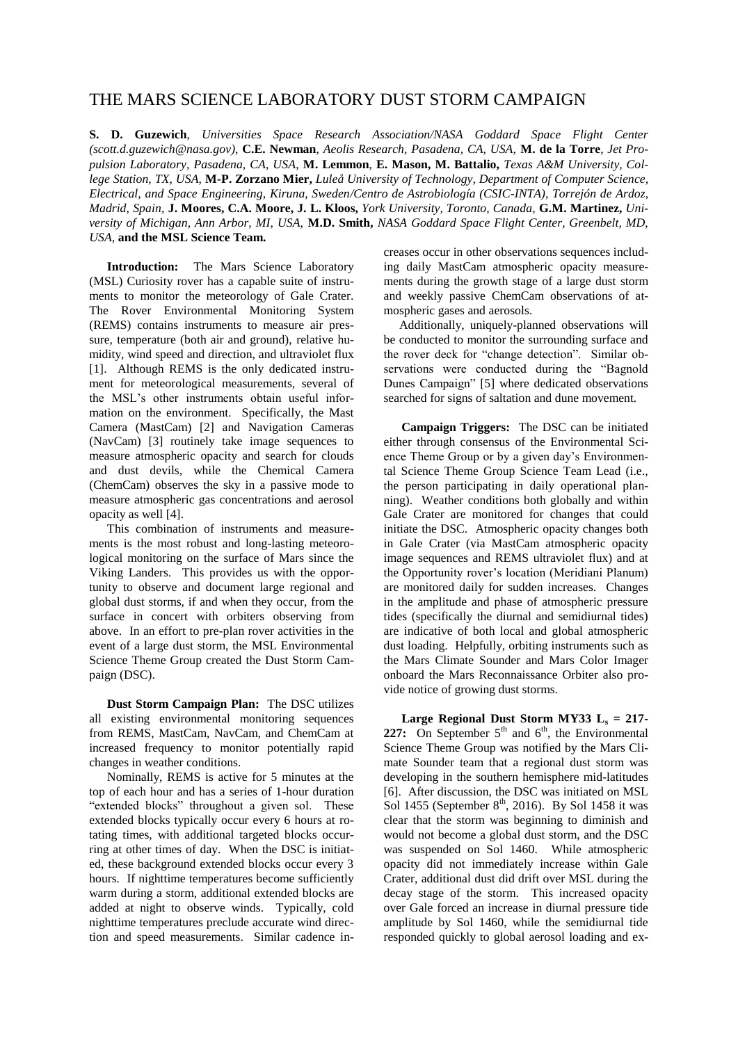# THE MARS SCIENCE LABORATORY DUST STORM CAMPAIGN

**S. D. Guzewich**, *Universities Space Research Association/NASA Goddard Space Flight Center (scott.d.guzewich@nasa.gov)*, **C.E. Newman**, *Aeolis Research, Pasadena, CA, USA*, **M. de la Torre**, *Jet Propulsion Laboratory, Pasadena, CA, USA*, **M. Lemmon**, **E. Mason, M. Battalio,** *Texas A&M University, College Station, TX, USA*, **M-P. Zorzano Mier,** *Luleå University of Technology, Department of Computer Science, Electrical, and Space Engineering, Kiruna, Sweden/Centro de Astrobiología (CSIC-INTA), Torrejón de Ardoz, Madrid, Spain*, **J. Moores, C.A. Moore, J. L. Kloos,** *York University, Toronto, Canada,* **G.M. Martinez,** *University of Michigan, Ann Arbor, MI, USA,* **M.D. Smith,** *NASA Goddard Space Flight Center, Greenbelt, MD, USA,* **and the MSL Science Team.**

**Introduction:** The Mars Science Laboratory (MSL) Curiosity rover has a capable suite of instruments to monitor the meteorology of Gale Crater. The Rover Environmental Monitoring System (REMS) contains instruments to measure air pressure, temperature (both air and ground), relative humidity, wind speed and direction, and ultraviolet flux [1]. Although REMS is the only dedicated instrument for meteorological measurements, several of the MSL's other instruments obtain useful information on the environment. Specifically, the Mast Camera (MastCam) [2] and Navigation Cameras (NavCam) [3] routinely take image sequences to measure atmospheric opacity and search for clouds and dust devils, while the Chemical Camera (ChemCam) observes the sky in a passive mode to measure atmospheric gas concentrations and aerosol opacity as well [4].

This combination of instruments and measurements is the most robust and long-lasting meteorological monitoring on the surface of Mars since the Viking Landers. This provides us with the opportunity to observe and document large regional and global dust storms, if and when they occur, from the surface in concert with orbiters observing from above. In an effort to pre-plan rover activities in the event of a large dust storm, the MSL Environmental Science Theme Group created the Dust Storm Campaign (DSC).

**Dust Storm Campaign Plan:** The DSC utilizes all existing environmental monitoring sequences from REMS, MastCam, NavCam, and ChemCam at increased frequency to monitor potentially rapid changes in weather conditions.

Nominally, REMS is active for 5 minutes at the top of each hour and has a series of 1-hour duration "extended blocks" throughout a given sol. These extended blocks typically occur every 6 hours at rotating times, with additional targeted blocks occurring at other times of day. When the DSC is initiated, these background extended blocks occur every 3 hours. If nighttime temperatures become sufficiently warm during a storm, additional extended blocks are added at night to observe winds. Typically, cold nighttime temperatures preclude accurate wind direction and speed measurements. Similar cadence increases occur in other observations sequences including daily MastCam atmospheric opacity measurements during the growth stage of a large dust storm and weekly passive ChemCam observations of atmospheric gases and aerosols.

Additionally, uniquely-planned observations will be conducted to monitor the surrounding surface and the rover deck for "change detection". Similar observations were conducted during the "Bagnold Dunes Campaign" [5] where dedicated observations searched for signs of saltation and dune movement.

**Campaign Triggers:** The DSC can be initiated either through consensus of the Environmental Science Theme Group or by a given day's Environmental Science Theme Group Science Team Lead (i.e., the person participating in daily operational planning). Weather conditions both globally and within Gale Crater are monitored for changes that could initiate the DSC. Atmospheric opacity changes both in Gale Crater (via MastCam atmospheric opacity image sequences and REMS ultraviolet flux) and at the Opportunity rover's location (Meridiani Planum) are monitored daily for sudden increases. Changes in the amplitude and phase of atmospheric pressure tides (specifically the diurnal and semidiurnal tides) are indicative of both local and global atmospheric dust loading. Helpfully, orbiting instruments such as the Mars Climate Sounder and Mars Color Imager onboard the Mars Reconnaissance Orbiter also provide notice of growing dust storms.

**Large Regional Dust Storm MY33 $L_s$ = 217-227:** On September 5th and 6th, the Environmental Science Theme Group was notified by the Mars Climate Sounder team that a regional dust storm was developing in the southern hemisphere mid-latitudes [6]. After discussion, the DSC was initiated on MSL Sol 1455 (September 8th, 2016). By Sol 1458 it was clear that the storm was beginning to diminish and would not become a global dust storm, and the DSC was suspended on Sol 1460. While atmospheric opacity did not immediately increase within Gale Crater, additional dust did drift over MSL during the decay stage of the storm. This increased opacity over Gale forced an increase in diurnal pressure tide amplitude by Sol 1460, while the semidiurnal tide responded quickly to global aerosol loading and ex-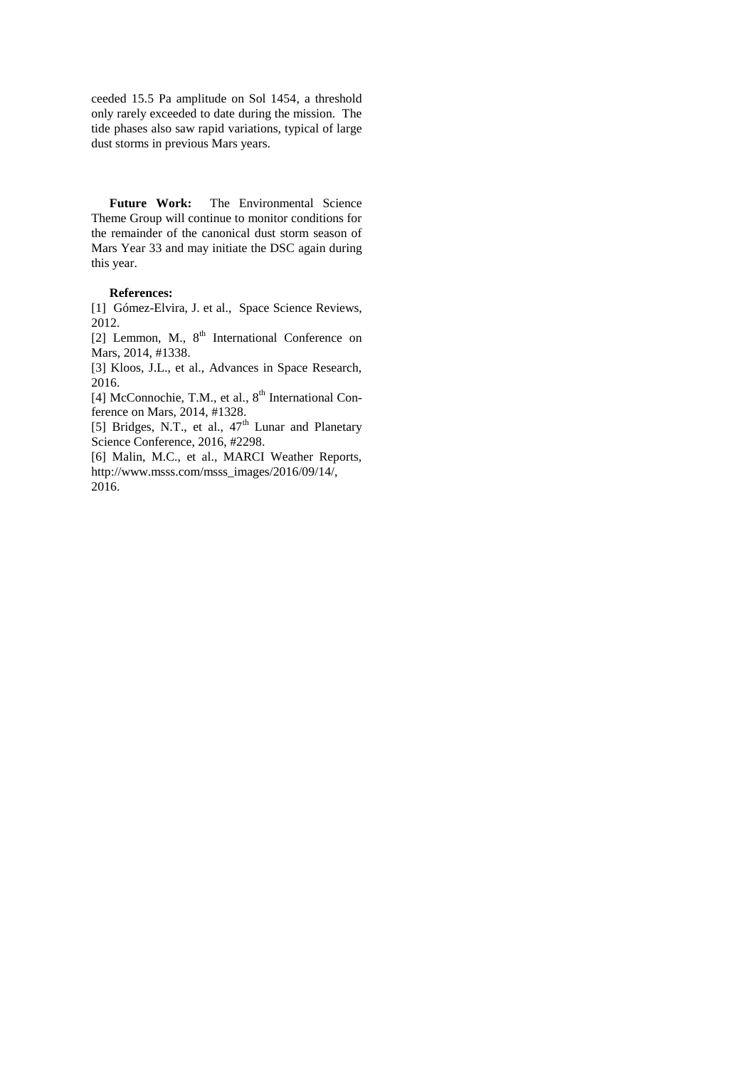ceeded 15.5 Pa amplitude on Sol 1454, a threshold only rarely exceeded to date during the mission. The tide phases also saw rapid variations, typical of large dust storms in previous Mars years.

**Future Work:** The Environmental Science Theme Group will continue to monitor conditions for the remainder of the canonical dust storm season of Mars Year 33 and may initiate the DSC again during this year.

**References:**

[1] Gómez-Elvira, J. et al., Space Science Reviews, 2012.

[2] Lemmon, M., 8th International Conference on Mars, 2014, #1338.

[3] Kloos, J.L., et al., Advances in Space Research, 2016.

[4] McConnochie, T.M., et al., 8th International Conference on Mars, 2014, #1328.

[5] Bridges, N.T., et al., 47th Lunar and Planetary Science Conference, 2016, #2298.

[6] Malin, M.C., et al., MARCI Weather Reports, http://www.msss.com/msss_images/2016/09/14/, 2016.